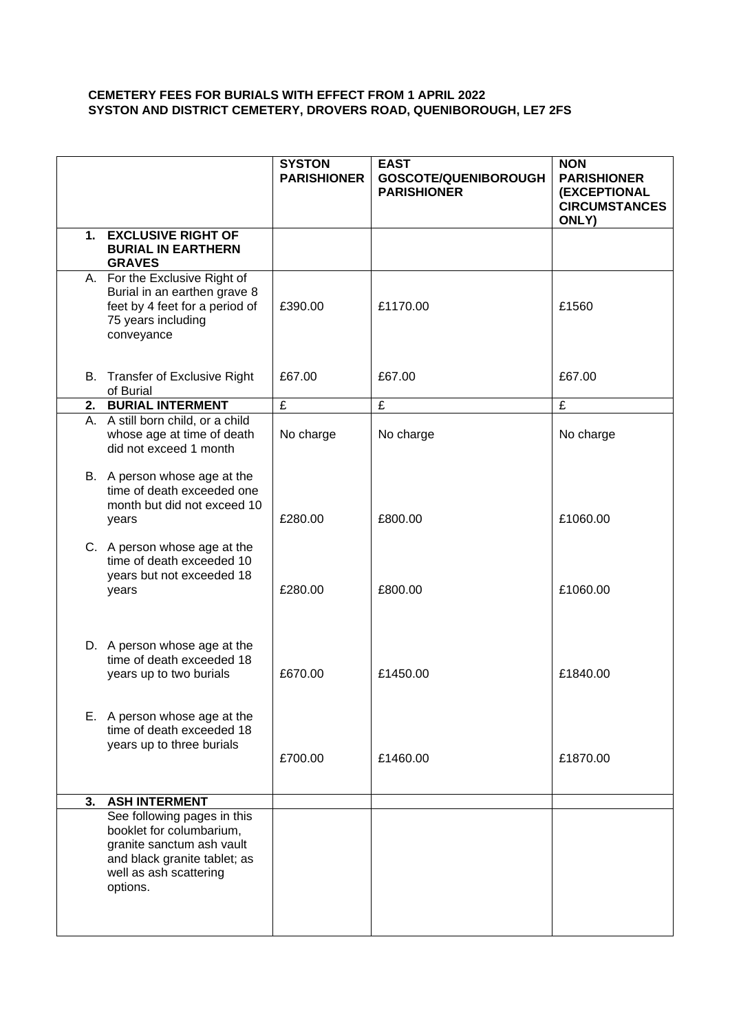**CEMETERY FEES FOR BURIALS WITH EFFECT FROM 1 APRIL 2022**
**SYSTON AND DISTRICT CEMETERY, DROVERS ROAD, QUENIBOROUGH, LE7 2FS**

| | SYSTON PARISHIONER | EAST GOSCOTE/QUENIBOROUGH PARISHIONER | NON PARISHIONER (EXCEPTIONAL CIRCUMSTANCES ONLY) |
|---|---|---|---|
| **1. EXCLUSIVE RIGHT OF BURIAL IN EARTHERN GRAVES** | | | |
| A. For the Exclusive Right of Burial in an earthen grave 8 feet by 4 feet for a period of 75 years including conveyance | £390.00 | £1170.00 | £1560 |
| B. Transfer of Exclusive Right of Burial | £67.00 | £67.00 | £67.00 |
| **2. BURIAL INTERMENT** | £ | £ | £ |
| A. A still born child, or a child whose age at time of death did not exceed 1 month | No charge | No charge | No charge |
| B. A person whose age at the time of death exceeded one month but did not exceed 10 years | £280.00 | £800.00 | £1060.00 |
| C. A person whose age at the time of death exceeded 10 years but not exceeded 18 years | £280.00 | £800.00 | £1060.00 |
| D. A person whose age at the time of death exceeded 18 years up to two burials | £670.00 | £1450.00 | £1840.00 |
| E. A person whose age at the time of death exceeded 18 years up to three burials | £700.00 | £1460.00 | £1870.00 |
| **3. ASH INTERMENT** | | | |
| See following pages in this booklet for columbarium, granite sanctum ash vault and black granite tablet; as well as ash scattering options. | | | |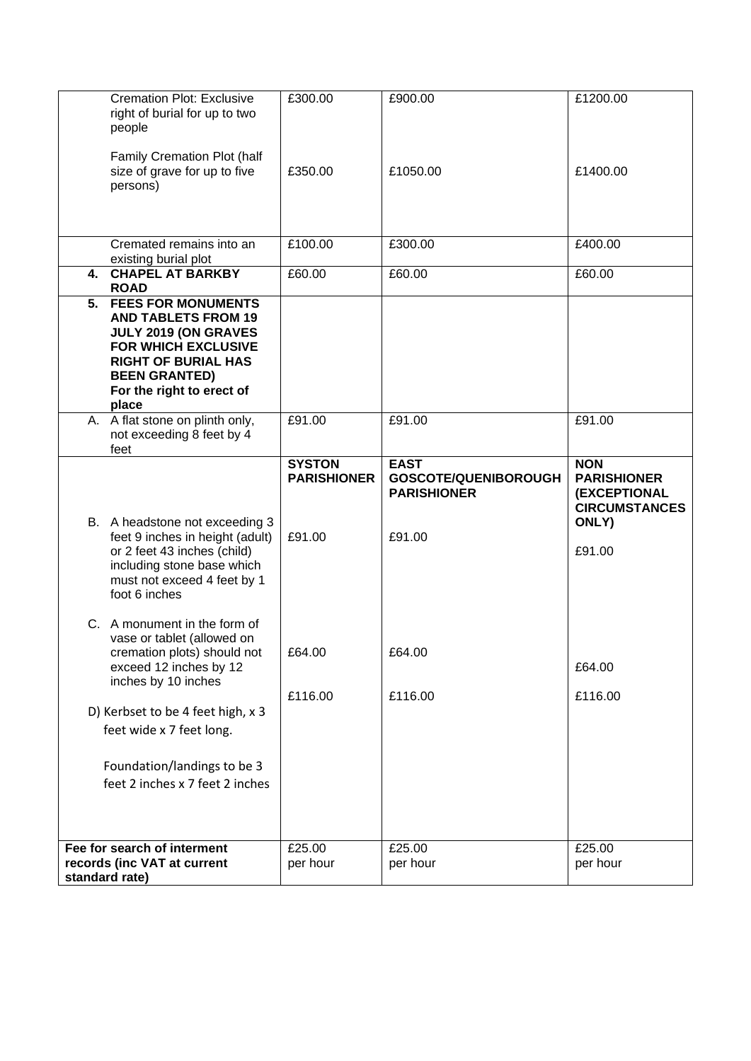| | | | |
|---|---|---|---|
| Cremation Plot: Exclusive right of burial for up to two people<br><br>Family Cremation Plot (half size of grave for up to five persons) | £300.00<br><br>£350.00 | £900.00<br><br>£1050.00 | £1200.00<br><br>£1400.00 |
| Cremated remains into an existing burial plot | £100.00 | £300.00 | £400.00 |
| **4. CHAPEL AT BARKBY ROAD** | £60.00 | £60.00 | £60.00 |
| **5. FEES FOR MONUMENTS AND TABLETS FROM 19 JULY 2019 (ON GRAVES FOR WHICH EXCLUSIVE RIGHT OF BURIAL HAS BEEN GRANTED)**<br>**For the right to erect of place** | | | |
| A. A flat stone on plinth only, not exceeding 8 feet by 4 feet | £91.00 | £91.00 | £91.00 |
| | **SYSTON PARISHIONER** | **EAST GOSCOTE/QUENIBOROUGH PARISHIONER** | **NON PARISHIONER (EXCEPTIONAL CIRCUMSTANCES ONLY)** |
| B. A headstone not exceeding 3 feet 9 inches in height (adult) or 2 feet 43 inches (child) including stone base which must not exceed 4 feet by 1 foot 6 inches | £91.00 | £91.00 | £91.00 |
| C. A monument in the form of vase or tablet (allowed on cremation plots) should not exceed 12 inches by 12 inches by 10 inches | £64.00 | £64.00 | £64.00 |
| D) Kerbset to be 4 feet high, x 3 feet wide x 7 feet long.<br><br>Foundation/landings to be 3 feet 2 inches x 7 feet 2 inches | £116.00 | £116.00 | £116.00 |
| **Fee for search of interment records (inc VAT at current standard rate)** | £25.00 per hour | £25.00 per hour | £25.00 per hour |